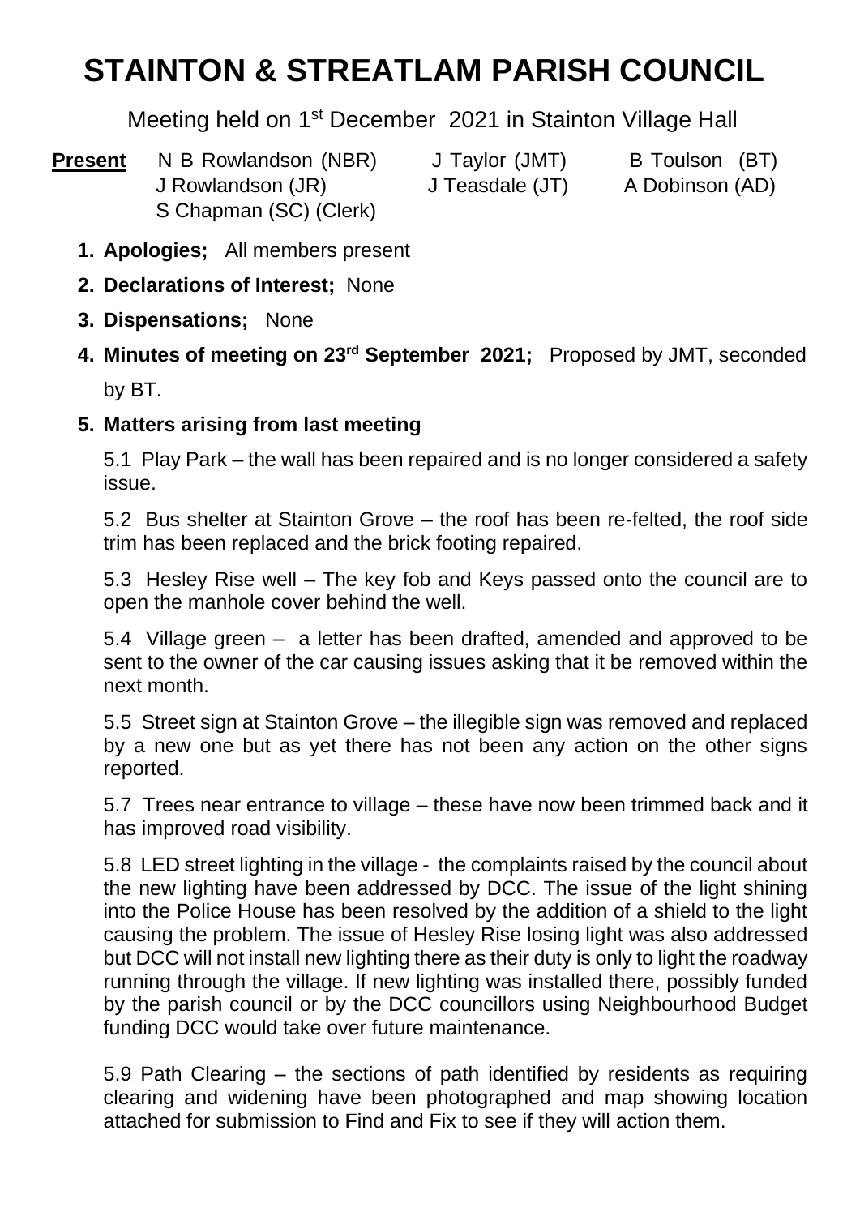# STAINTON & STREATLAM PARISH COUNCIL

Meeting held on 1st December 2021 in Stainton Village Hall

**Present** N B Rowlandson (NBR) J Taylor (JMT) B Toulson (BT)
J Rowlandson (JR) J Teasdale (JT) A Dobinson (AD)
S Chapman (SC) (Clerk)

1. **Apologies;** All members present
2. **Declarations of Interest;** None
3. **Dispensations;** None
4. **Minutes of meeting on 23rd September 2021;** Proposed by JMT, seconded by BT.
5. **Matters arising from last meeting**

5.1 Play Park – the wall has been repaired and is no longer considered a safety issue.

5.2 Bus shelter at Stainton Grove – the roof has been re-felted, the roof side trim has been replaced and the brick footing repaired.

5.3 Hesley Rise well – The key fob and Keys passed onto the council are to open the manhole cover behind the well.

5.4 Village green – a letter has been drafted, amended and approved to be sent to the owner of the car causing issues asking that it be removed within the next month.

5.5 Street sign at Stainton Grove – the illegible sign was removed and replaced by a new one but as yet there has not been any action on the other signs reported.

5.7 Trees near entrance to village – these have now been trimmed back and it has improved road visibility.

5.8 LED street lighting in the village - the complaints raised by the council about the new lighting have been addressed by DCC. The issue of the light shining into the Police House has been resolved by the addition of a shield to the light causing the problem. The issue of Hesley Rise losing light was also addressed but DCC will not install new lighting there as their duty is only to light the roadway running through the village. If new lighting was installed there, possibly funded by the parish council or by the DCC councillors using Neighbourhood Budget funding DCC would take over future maintenance.

5.9 Path Clearing – the sections of path identified by residents as requiring clearing and widening have been photographed and map showing location attached for submission to Find and Fix to see if they will action them.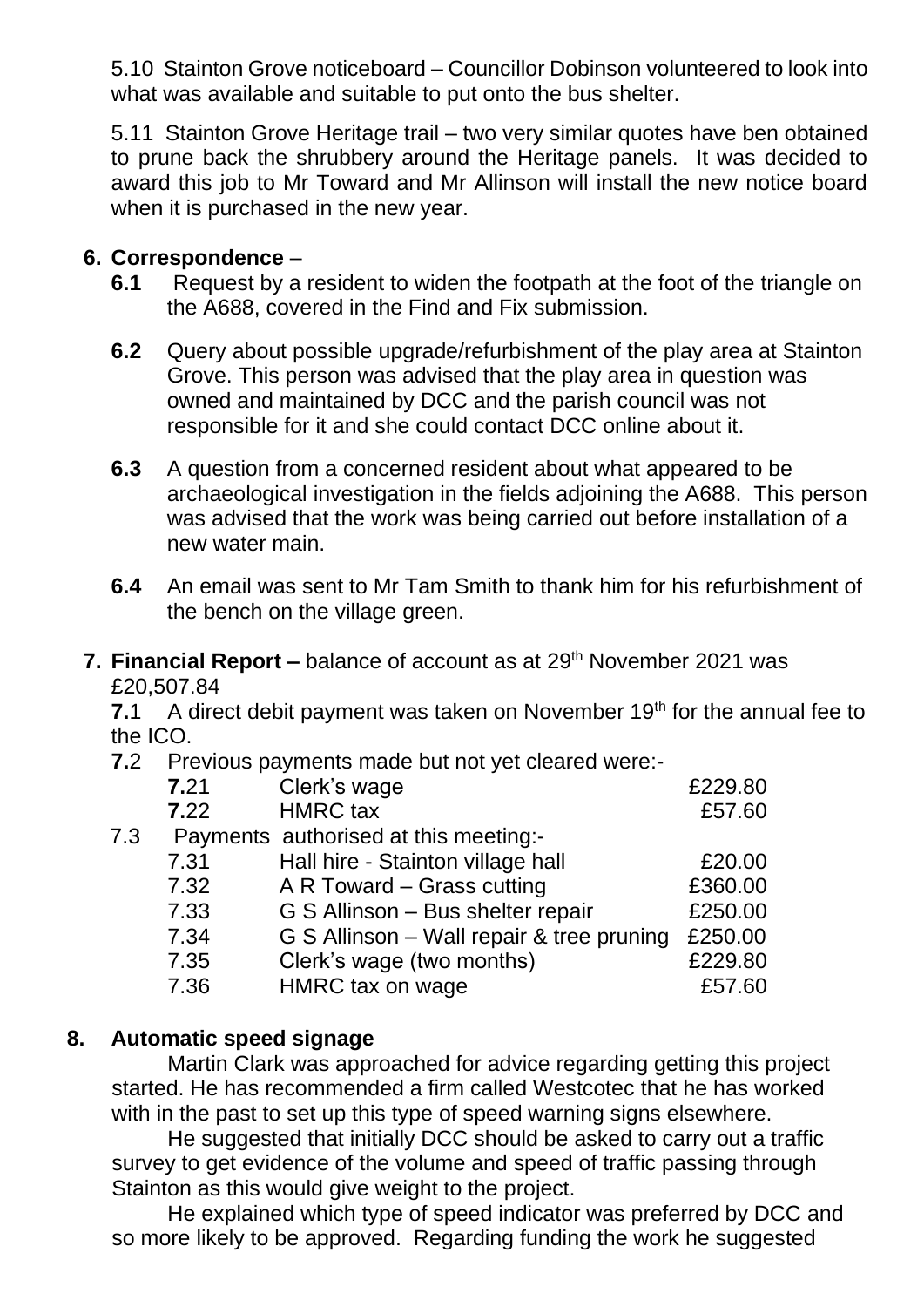5.10 Stainton Grove noticeboard – Councillor Dobinson volunteered to look into what was available and suitable to put onto the bus shelter.

5.11 Stainton Grove Heritage trail – two very similar quotes have ben obtained to prune back the shrubbery around the Heritage panels. It was decided to award this job to Mr Toward and Mr Allinson will install the new notice board when it is purchased in the new year.

## 6. Correspondence –

**6.1** Request by a resident to widen the footpath at the foot of the triangle on the A688, covered in the Find and Fix submission.

**6.2** Query about possible upgrade/refurbishment of the play area at Stainton Grove. This person was advised that the play area in question was owned and maintained by DCC and the parish council was not responsible for it and she could contact DCC online about it.

**6.3** A question from a concerned resident about what appeared to be archaeological investigation in the fields adjoining the A688. This person was advised that the work was being carried out before installation of a new water main.

**6.4** An email was sent to Mr Tam Smith to thank him for his refurbishment of the bench on the village green.

**7. Financial Report –** balance of account as at 29th November 2021 was £20,507.84

**7.**1 A direct debit payment was taken on November 19th for the annual fee to the ICO.

**7.**2 Previous payments made but not yet cleared were:-

| | | |
|---|---|---|
| **7.**21 | Clerk's wage | £229.80 |
| **7.**22 | HMRC tax | £57.60 |

7.3 Payments authorised at this meeting:-

| | | |
|---|---|---|
| 7.31 | Hall hire - Stainton village hall | £20.00 |
| 7.32 | A R Toward – Grass cutting | £360.00 |
| 7.33 | G S Allinson – Bus shelter repair | £250.00 |
| 7.34 | G S Allinson – Wall repair & tree pruning | £250.00 |
| 7.35 | Clerk's wage (two months) | £229.80 |
| 7.36 | HMRC tax on wage | £57.60 |

## 8. Automatic speed signage

Martin Clark was approached for advice regarding getting this project started. He has recommended a firm called Westcotec that he has worked with in the past to set up this type of speed warning signs elsewhere.

He suggested that initially DCC should be asked to carry out a traffic survey to get evidence of the volume and speed of traffic passing through Stainton as this would give weight to the project.

He explained which type of speed indicator was preferred by DCC and so more likely to be approved. Regarding funding the work he suggested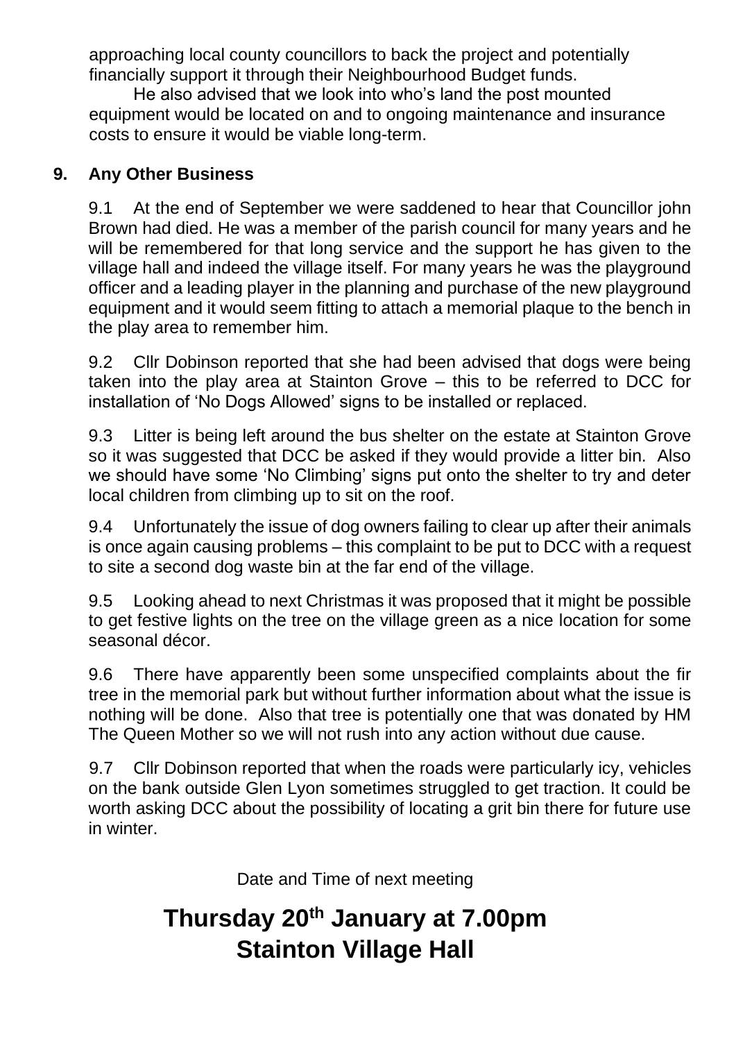approaching local county councillors to back the project and potentially financially support it through their Neighbourhood Budget funds.

He also advised that we look into who's land the post mounted equipment would be located on and to ongoing maintenance and insurance costs to ensure it would be viable long-term.

## 9. Any Other Business

9.1 At the end of September we were saddened to hear that Councillor john Brown had died. He was a member of the parish council for many years and he will be remembered for that long service and the support he has given to the village hall and indeed the village itself. For many years he was the playground officer and a leading player in the planning and purchase of the new playground equipment and it would seem fitting to attach a memorial plaque to the bench in the play area to remember him.

9.2 Cllr Dobinson reported that she had been advised that dogs were being taken into the play area at Stainton Grove – this to be referred to DCC for installation of 'No Dogs Allowed' signs to be installed or replaced.

9.3 Litter is being left around the bus shelter on the estate at Stainton Grove so it was suggested that DCC be asked if they would provide a litter bin. Also we should have some 'No Climbing' signs put onto the shelter to try and deter local children from climbing up to sit on the roof.

9.4 Unfortunately the issue of dog owners failing to clear up after their animals is once again causing problems – this complaint to be put to DCC with a request to site a second dog waste bin at the far end of the village.

9.5 Looking ahead to next Christmas it was proposed that it might be possible to get festive lights on the tree on the village green as a nice location for some seasonal décor.

9.6 There have apparently been some unspecified complaints about the fir tree in the memorial park but without further information about what the issue is nothing will be done. Also that tree is potentially one that was donated by HM The Queen Mother so we will not rush into any action without due cause.

9.7 Cllr Dobinson reported that when the roads were particularly icy, vehicles on the bank outside Glen Lyon sometimes struggled to get traction. It could be worth asking DCC about the possibility of locating a grit bin there for future use in winter.

Date and Time of next meeting

**Thursday 20th January at 7.00pm**
**Stainton Village Hall**